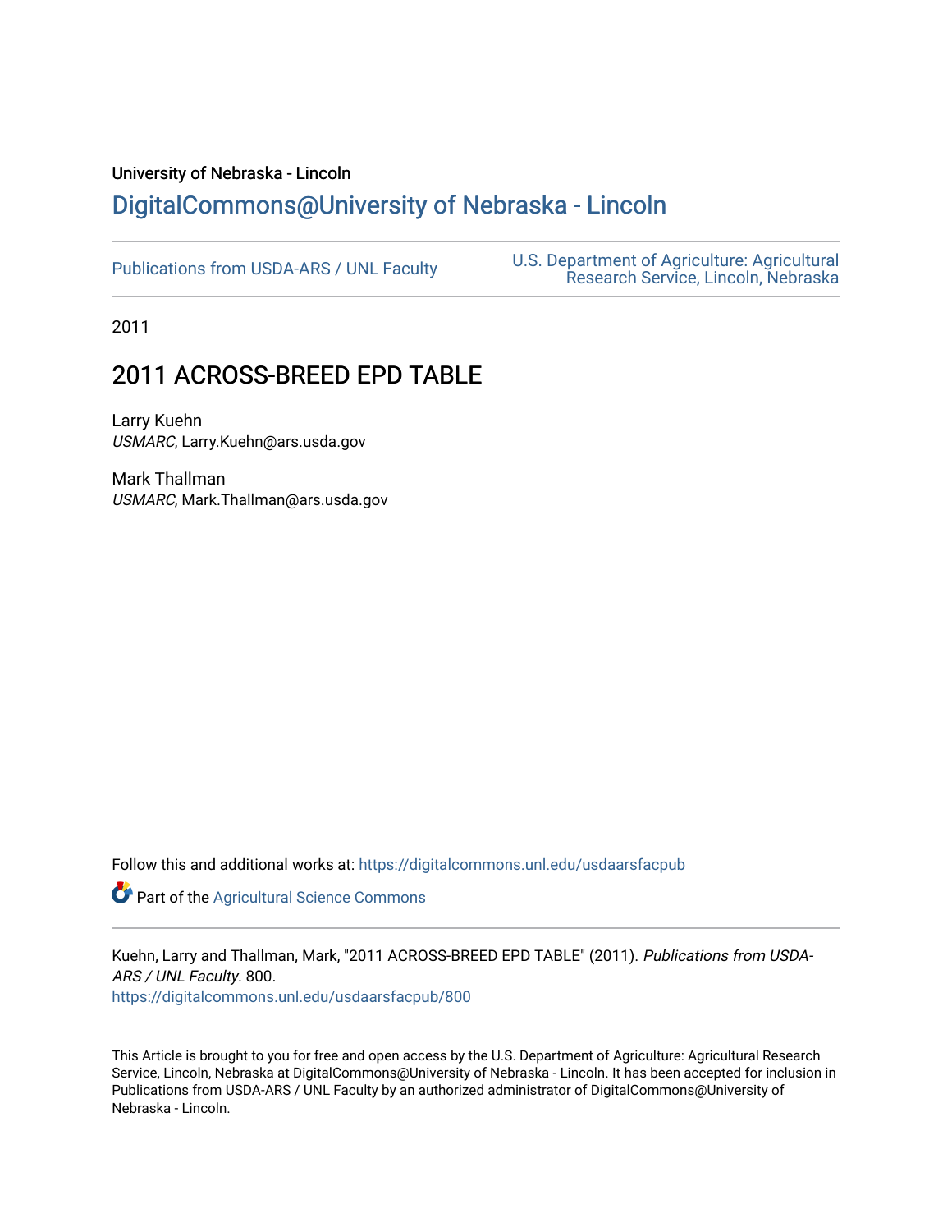University of Nebraska - Lincoln

# DigitalCommons@University of Nebraska - Lincoln

Publications from USDA-ARS / UNL Faculty

U.S. Department of Agriculture: Agricultural Research Service, Lincoln, Nebraska

2011

## 2011 ACROSS-BREED EPD TABLE

Larry Kuehn
*USMARC*, Larry.Kuehn@ars.usda.gov

Mark Thallman
*USMARC*, Mark.Thallman@ars.usda.gov

Follow this and additional works at: https://digitalcommons.unl.edu/usdaarsfacpub

Part of the Agricultural Science Commons

Kuehn, Larry and Thallman, Mark, "2011 ACROSS-BREED EPD TABLE" (2011). *Publications from USDA-ARS / UNL Faculty*. 800.
https://digitalcommons.unl.edu/usdaarsfacpub/800

This Article is brought to you for free and open access by the U.S. Department of Agriculture: Agricultural Research Service, Lincoln, Nebraska at DigitalCommons@University of Nebraska - Lincoln. It has been accepted for inclusion in Publications from USDA-ARS / UNL Faculty by an authorized administrator of DigitalCommons@University of Nebraska - Lincoln.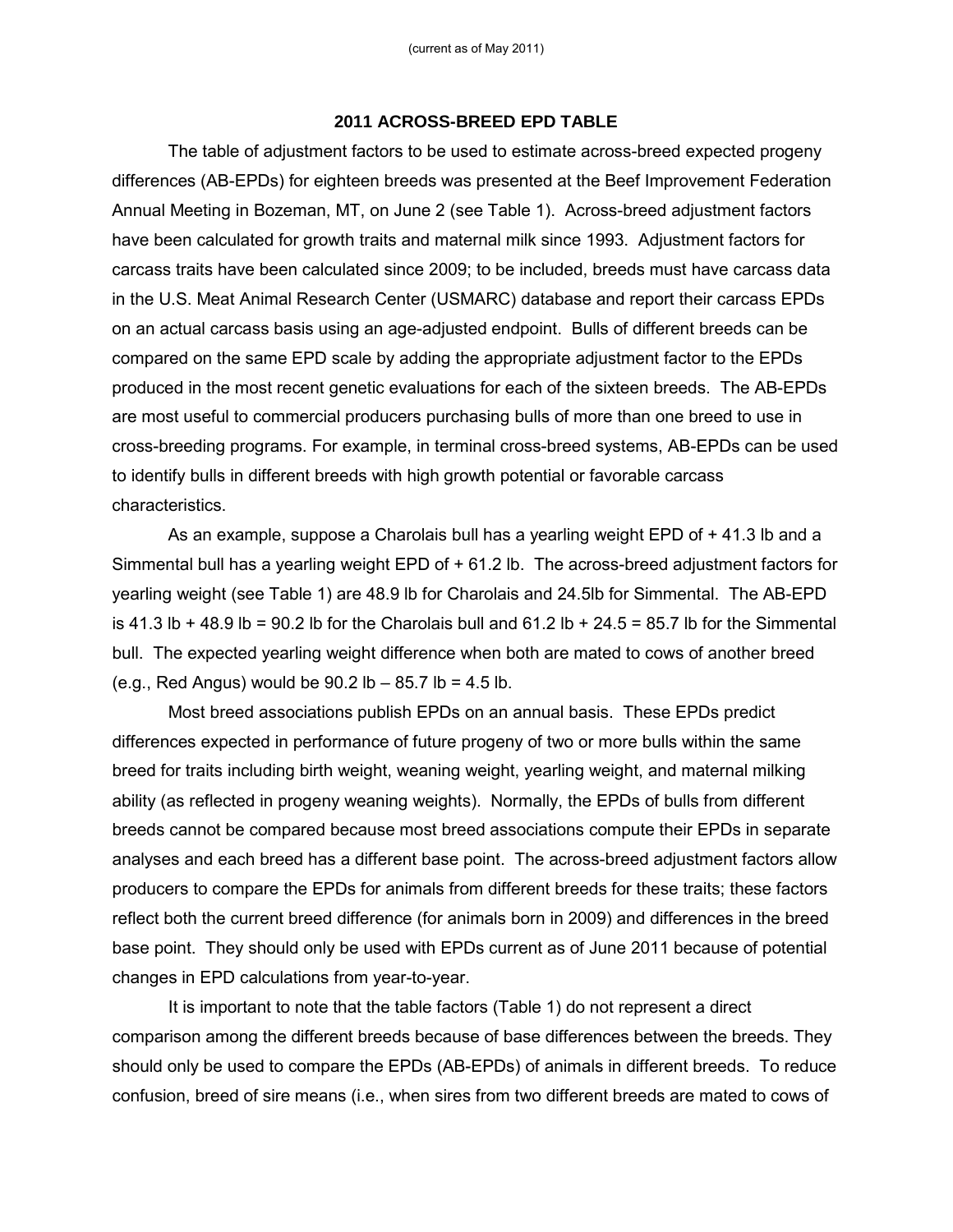(current as of May 2011)

## 2011 ACROSS-BREED EPD TABLE

The table of adjustment factors to be used to estimate across-breed expected progeny differences (AB-EPDs) for eighteen breeds was presented at the Beef Improvement Federation Annual Meeting in Bozeman, MT, on June 2 (see Table 1). Across-breed adjustment factors have been calculated for growth traits and maternal milk since 1993. Adjustment factors for carcass traits have been calculated since 2009; to be included, breeds must have carcass data in the U.S. Meat Animal Research Center (USMARC) database and report their carcass EPDs on an actual carcass basis using an age-adjusted endpoint. Bulls of different breeds can be compared on the same EPD scale by adding the appropriate adjustment factor to the EPDs produced in the most recent genetic evaluations for each of the sixteen breeds. The AB-EPDs are most useful to commercial producers purchasing bulls of more than one breed to use in cross-breeding programs. For example, in terminal cross-breed systems, AB-EPDs can be used to identify bulls in different breeds with high growth potential or favorable carcass characteristics.

As an example, suppose a Charolais bull has a yearling weight EPD of + 41.3 lb and a Simmental bull has a yearling weight EPD of + 61.2 lb. The across-breed adjustment factors for yearling weight (see Table 1) are 48.9 lb for Charolais and 24.5lb for Simmental. The AB-EPD is 41.3 lb + 48.9 lb = 90.2 lb for the Charolais bull and 61.2 lb + 24.5 = 85.7 lb for the Simmental bull. The expected yearling weight difference when both are mated to cows of another breed (e.g., Red Angus) would be 90.2 lb – 85.7 lb = 4.5 lb.

Most breed associations publish EPDs on an annual basis. These EPDs predict differences expected in performance of future progeny of two or more bulls within the same breed for traits including birth weight, weaning weight, yearling weight, and maternal milking ability (as reflected in progeny weaning weights). Normally, the EPDs of bulls from different breeds cannot be compared because most breed associations compute their EPDs in separate analyses and each breed has a different base point. The across-breed adjustment factors allow producers to compare the EPDs for animals from different breeds for these traits; these factors reflect both the current breed difference (for animals born in 2009) and differences in the breed base point. They should only be used with EPDs current as of June 2011 because of potential changes in EPD calculations from year-to-year.

It is important to note that the table factors (Table 1) do not represent a direct comparison among the different breeds because of base differences between the breeds. They should only be used to compare the EPDs (AB-EPDs) of animals in different breeds. To reduce confusion, breed of sire means (i.e., when sires from two different breeds are mated to cows of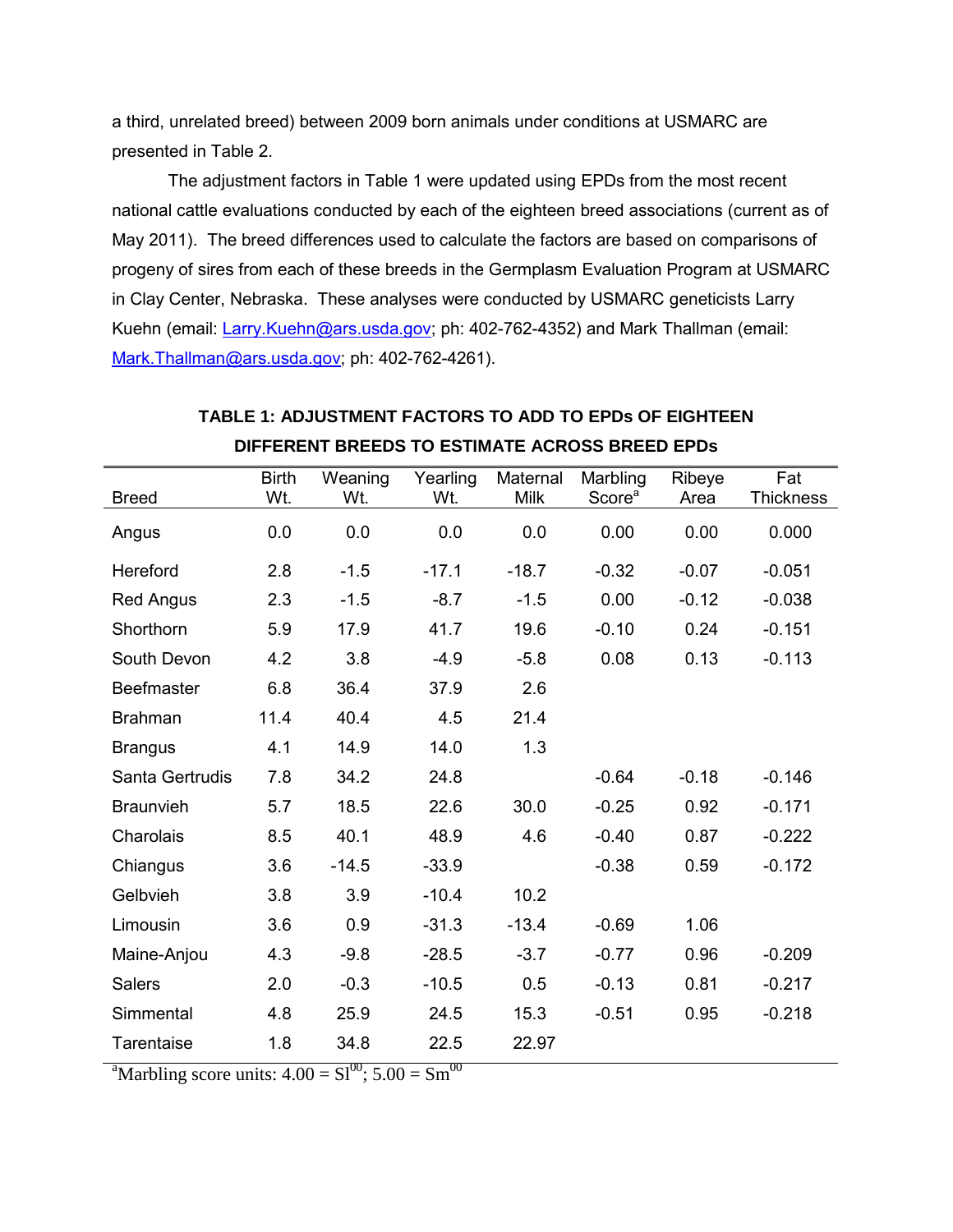a third, unrelated breed) between 2009 born animals under conditions at USMARC are presented in Table 2.

The adjustment factors in Table 1 were updated using EPDs from the most recent national cattle evaluations conducted by each of the eighteen breed associations (current as of May 2011). The breed differences used to calculate the factors are based on comparisons of progeny of sires from each of these breeds in the Germplasm Evaluation Program at USMARC in Clay Center, Nebraska. These analyses were conducted by USMARC geneticists Larry Kuehn (email: Larry.Kuehn@ars.usda.gov; ph: 402-762-4352) and Mark Thallman (email: Mark.Thallman@ars.usda.gov; ph: 402-762-4261).

**TABLE 1: ADJUSTMENT FACTORS TO ADD TO EPDs OF EIGHTEEN DIFFERENT BREEDS TO ESTIMATE ACROSS BREED EPDs**

| Breed | Birth Wt. | Weaning Wt. | Yearling Wt. | Maternal Milk | Marbling Score[a] | Ribeye Area | Fat Thickness |
|---|---|---|---|---|---|---|---|
| Angus | 0.0 | 0.0 | 0.0 | 0.0 | 0.00 | 0.00 | 0.000 |
| Hereford | 2.8 | -1.5 | -17.1 | -18.7 | -0.32 | -0.07 | -0.051 |
| Red Angus | 2.3 | -1.5 | -8.7 | -1.5 | 0.00 | -0.12 | -0.038 |
| Shorthorn | 5.9 | 17.9 | 41.7 | 19.6 | -0.10 | 0.24 | -0.151 |
| South Devon | 4.2 | 3.8 | -4.9 | -5.8 | 0.08 | 0.13 | -0.113 |
| Beefmaster | 6.8 | 36.4 | 37.9 | 2.6 | | | |
| Brahman | 11.4 | 40.4 | 4.5 | 21.4 | | | |
| Brangus | 4.1 | 14.9 | 14.0 | 1.3 | | | |
| Santa Gertrudis | 7.8 | 34.2 | 24.8 | | -0.64 | -0.18 | -0.146 |
| Braunvieh | 5.7 | 18.5 | 22.6 | 30.0 | -0.25 | 0.92 | -0.171 |
| Charolais | 8.5 | 40.1 | 48.9 | 4.6 | -0.40 | 0.87 | -0.222 |
| Chiangus | 3.6 | -14.5 | -33.9 | | -0.38 | 0.59 | -0.172 |
| Gelbvieh | 3.8 | 3.9 | -10.4 | 10.2 | | | |
| Limousin | 3.6 | 0.9 | -31.3 | -13.4 | -0.69 | 1.06 | |
| Maine-Anjou | 4.3 | -9.8 | -28.5 | -3.7 | -0.77 | 0.96 | -0.209 |
| Salers | 2.0 | -0.3 | -10.5 | 0.5 | -0.13 | 0.81 | -0.217 |
| Simmental | 4.8 | 25.9 | 24.5 | 15.3 | -0.51 | 0.95 | -0.218 |
| Tarentaise | 1.8 | 34.8 | 22.5 | 22.97 | | | |

[a]Marbling score units: 4.00 = $Sl^{00}$; 5.00 = $Sm^{00}$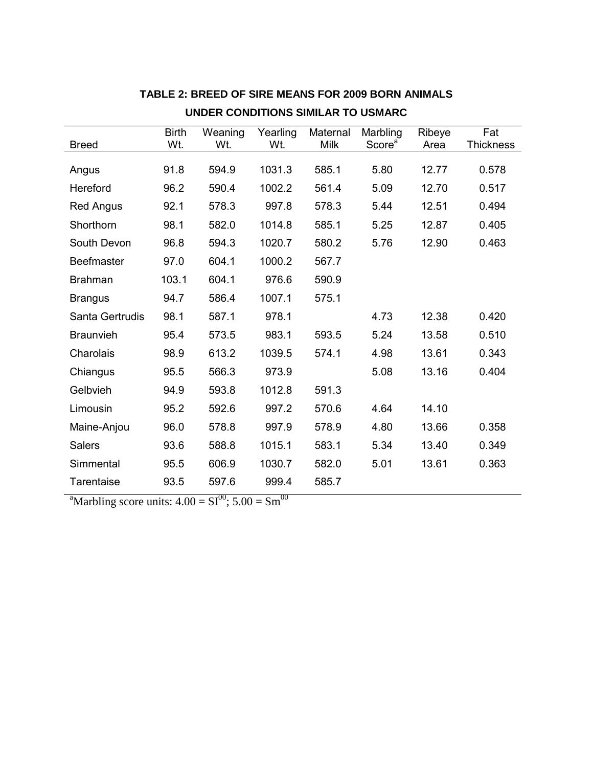**TABLE 2: BREED OF SIRE MEANS FOR 2009 BORN ANIMALS UNDER CONDITIONS SIMILAR TO USMARC**

| Breed | Birth Wt. | Weaning Wt. | Yearling Wt. | Maternal Milk | Marbling Score[a] | Ribeye Area | Fat Thickness |
|---|---|---|---|---|---|---|---|
| Angus | 91.8 | 594.9 | 1031.3 | 585.1 | 5.80 | 12.77 | 0.578 |
| Hereford | 96.2 | 590.4 | 1002.2 | 561.4 | 5.09 | 12.70 | 0.517 |
| Red Angus | 92.1 | 578.3 | 997.8 | 578.3 | 5.44 | 12.51 | 0.494 |
| Shorthorn | 98.1 | 582.0 | 1014.8 | 585.1 | 5.25 | 12.87 | 0.405 |
| South Devon | 96.8 | 594.3 | 1020.7 | 580.2 | 5.76 | 12.90 | 0.463 |
| Beefmaster | 97.0 | 604.1 | 1000.2 | 567.7 | | | |
| Brahman | 103.1 | 604.1 | 976.6 | 590.9 | | | |
| Brangus | 94.7 | 586.4 | 1007.1 | 575.1 | | | |
| Santa Gertrudis | 98.1 | 587.1 | 978.1 | | 4.73 | 12.38 | 0.420 |
| Braunvieh | 95.4 | 573.5 | 983.1 | 593.5 | 5.24 | 13.58 | 0.510 |
| Charolais | 98.9 | 613.2 | 1039.5 | 574.1 | 4.98 | 13.61 | 0.343 |
| Chiangus | 95.5 | 566.3 | 973.9 | | 5.08 | 13.16 | 0.404 |
| Gelbvieh | 94.9 | 593.8 | 1012.8 | 591.3 | | | |
| Limousin | 95.2 | 592.6 | 997.2 | 570.6 | 4.64 | 14.10 | |
| Maine-Anjou | 96.0 | 578.8 | 997.9 | 578.9 | 4.80 | 13.66 | 0.358 |
| Salers | 93.6 | 588.8 | 1015.1 | 583.1 | 5.34 | 13.40 | 0.349 |
| Simmental | 95.5 | 606.9 | 1030.7 | 582.0 | 5.01 | 13.61 | 0.363 |
| Tarentaise | 93.5 | 597.6 | 999.4 | 585.7 | | | |

[a]Marbling score units: 4.00 = $Sl^{00}$; 5.00 = $Sm^{00}$